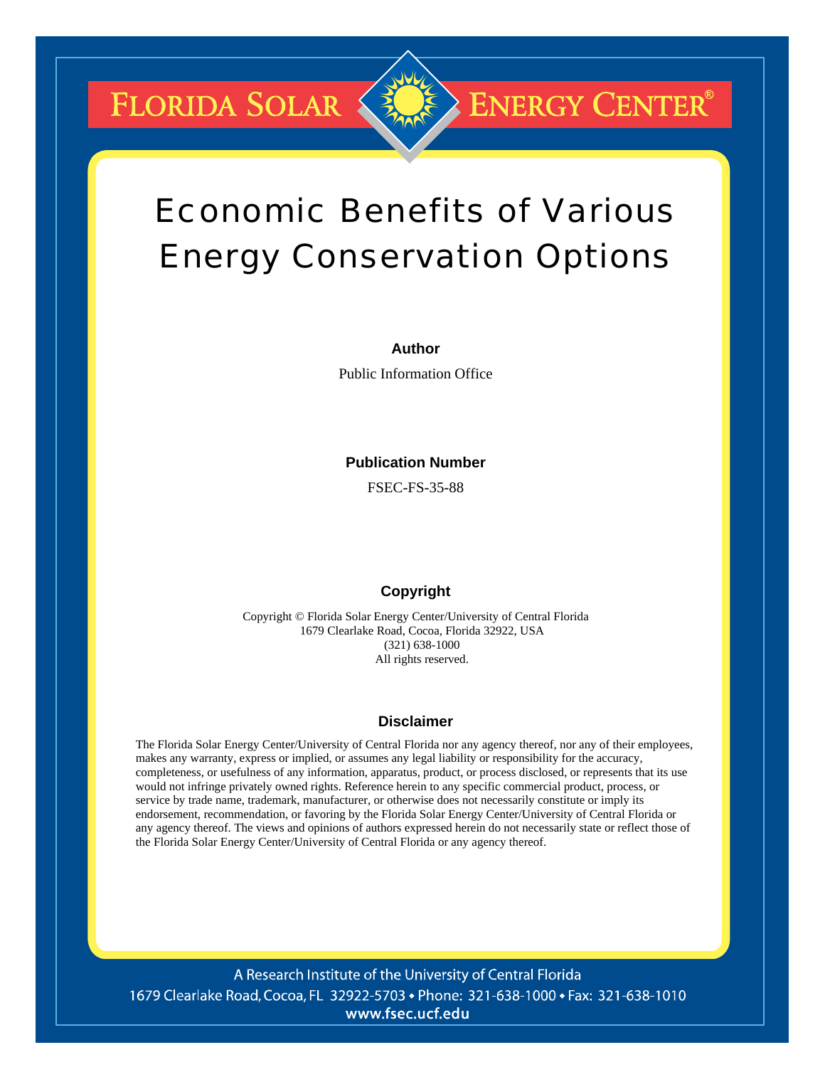# Florida Solar Energy Center®

# Economic Benefits of Various Energy Conservation Options

**Author**

Public Information Office

**Publication Number**

FSEC-FS-35-88

**Copyright**

Copyright © Florida Solar Energy Center/University of Central Florida
1679 Clearlake Road, Cocoa, Florida 32922, USA
(321) 638-1000
All rights reserved.

**Disclaimer**

The Florida Solar Energy Center/University of Central Florida nor any agency thereof, nor any of their employees, makes any warranty, express or implied, or assumes any legal liability or responsibility for the accuracy, completeness, or usefulness of any information, apparatus, product, or process disclosed, or represents that its use would not infringe privately owned rights. Reference herein to any specific commercial product, process, or service by trade name, trademark, manufacturer, or otherwise does not necessarily constitute or imply its endorsement, recommendation, or favoring by the Florida Solar Energy Center/University of Central Florida or any agency thereof. The views and opinions of authors expressed herein do not necessarily state or reflect those of the Florida Solar Energy Center/University of Central Florida or any agency thereof.

A Research Institute of the University of Central Florida
1679 Clearlake Road, Cocoa, FL 32922-5703 • Phone: 321-638-1000 • Fax: 321-638-1010
www.fsec.ucf.edu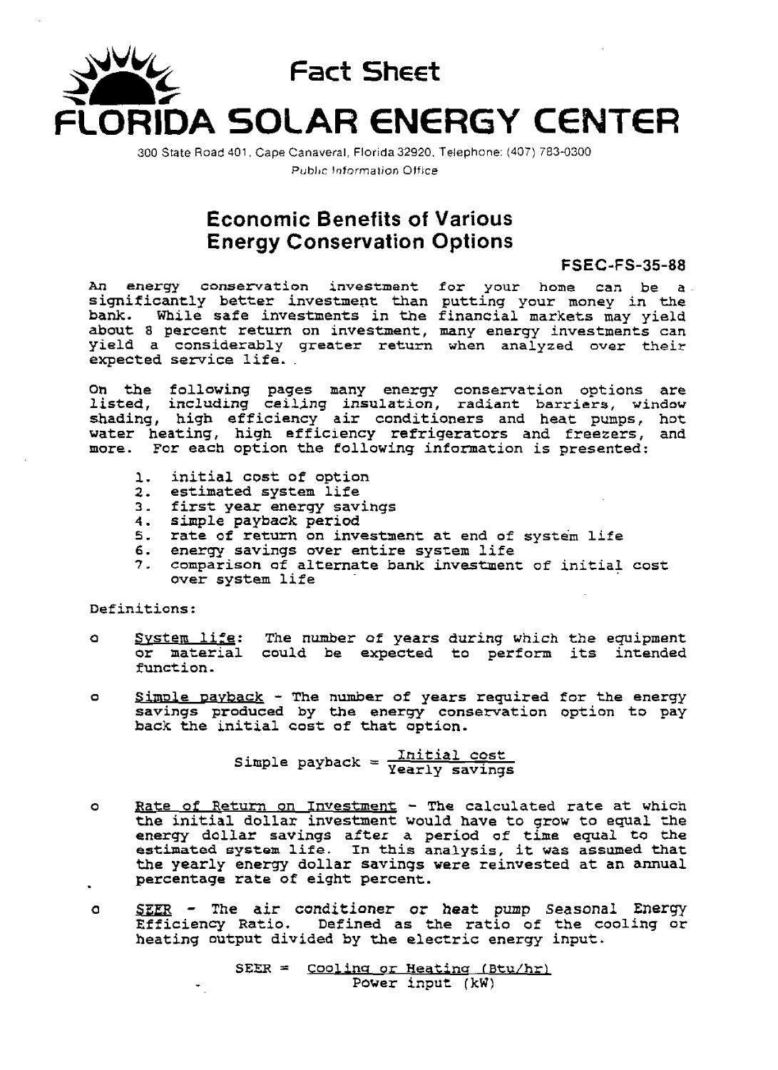# Fact Sheet

# FLORIDA SOLAR ENERGY CENTER

300 State Road 401, Cape Canaveral, Florida 32920, Telephone: (407) 783-0300

Public Information Office

## Economic Benefits of Various Energy Conservation Options

**FSEC-FS-35-88**

An energy conservation investment for your home can be a significantly better investment than putting your money in the bank. While safe investments in the financial markets may yield about 8 percent return on investment, many energy investments can yield a considerably greater return when analyzed over their expected service life.

On the following pages many energy conservation options are listed, including ceiling insulation, radiant barriers, window shading, high efficiency air conditioners and heat pumps, hot water heating, high efficiency refrigerators and freezers, and more. For each option the following information is presented:

1. initial cost of option
2. estimated system life
3. first year energy savings
4. simple payback period
5. rate of return on investment at end of system life
6. energy savings over entire system life
7. comparison of alternate bank investment of initial cost over system life

Definitions:

- <u>System life</u>: The number of years during which the equipment or material could be expected to perform its intended function.

- <u>Simple payback</u> - The number of years required for the energy savings produced by the energy conservation option to pay back the initial cost of that option.

$$\text{Simple payback} = \frac{\text{Initial cost}}{\text{Yearly savings}}$$

- <u>Rate of Return on Investment</u> - The calculated rate at which the initial dollar investment would have to grow to equal the energy dollar savings after a period of time equal to the estimated system life. In this analysis, it was assumed that the yearly energy dollar savings were reinvested at an annual percentage rate of eight percent.

- <u>SEER</u> - The air conditioner or heat pump Seasonal Energy Efficiency Ratio. Defined as the ratio of the cooling or heating output divided by the electric energy input.

$$\text{SEER} = \frac{\text{Cooling or Heating (Btu/hr)}}{\text{Power input (kW)}}$$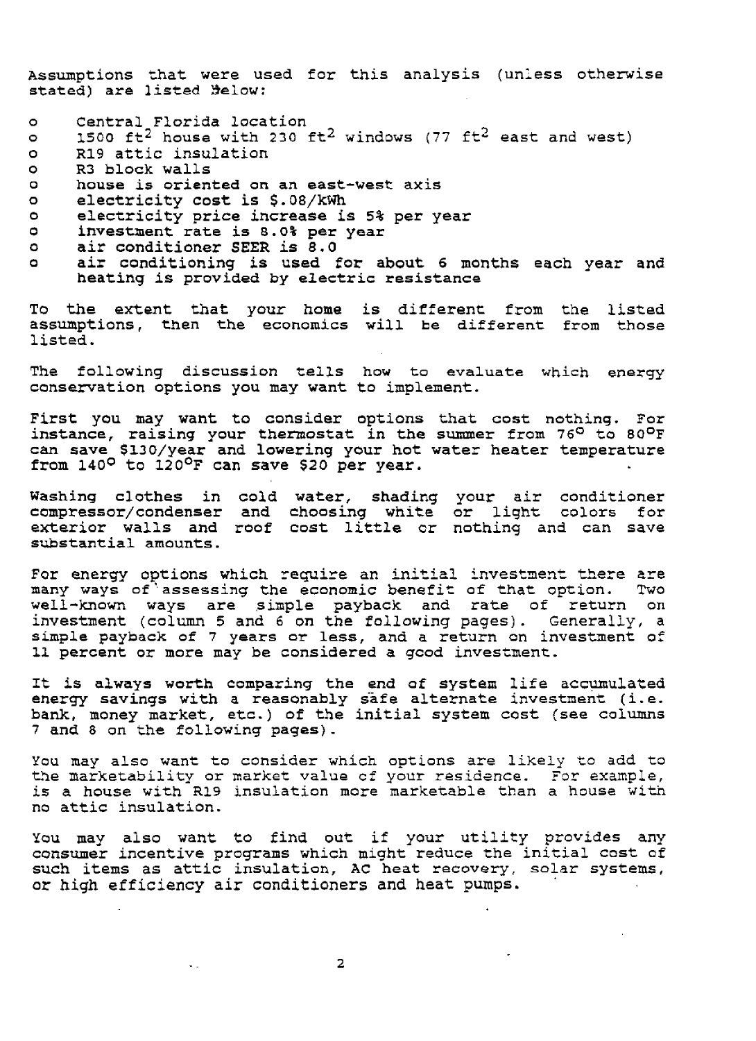Assumptions that were used for this analysis (unless otherwise stated) are listed below:

- Central Florida location
- 1500 $ft^2$ house with 230 $ft^2$ windows (77 $ft^2$ east and west)
- R19 attic insulation
- R3 block walls
- house is oriented on an east-west axis
- electricity cost is $.08/kWh
- electricity price increase is 5% per year
- investment rate is 8.0% per year
- air conditioner SEER is 8.0
- air conditioning is used for about 6 months each year and heating is provided by electric resistance

To the extent that your home is different from the listed assumptions, then the economics will be different from those listed.

The following discussion tells how to evaluate which energy conservation options you may want to implement.

First you may want to consider options that cost nothing. For instance, raising your thermostat in the summer from 76° to 80°F can save $130/year and lowering your hot water heater temperature from 140° to 120°F can save $20 per year.

Washing clothes in cold water, shading your air conditioner compressor/condenser and choosing white or light colors for exterior walls and roof cost little or nothing and can save substantial amounts.

For energy options which require an initial investment there are many ways of assessing the economic benefit of that option. Two well-known ways are simple payback and rate of return on investment (column 5 and 6 on the following pages). Generally, a simple payback of 7 years or less, and a return on investment of 11 percent or more may be considered a good investment.

It is always worth comparing the end of system life accumulated energy savings with a reasonably safe alternate investment (i.e. bank, money market, etc.) of the initial system cost (see columns 7 and 8 on the following pages).

You may also want to consider which options are likely to add to the marketability or market value of your residence. For example, is a house with R19 insulation more marketable than a house with no attic insulation.

You may also want to find out if your utility provides any consumer incentive programs which might reduce the initial cost of such items as attic insulation, AC heat recovery, solar systems, or high efficiency air conditioners and heat pumps.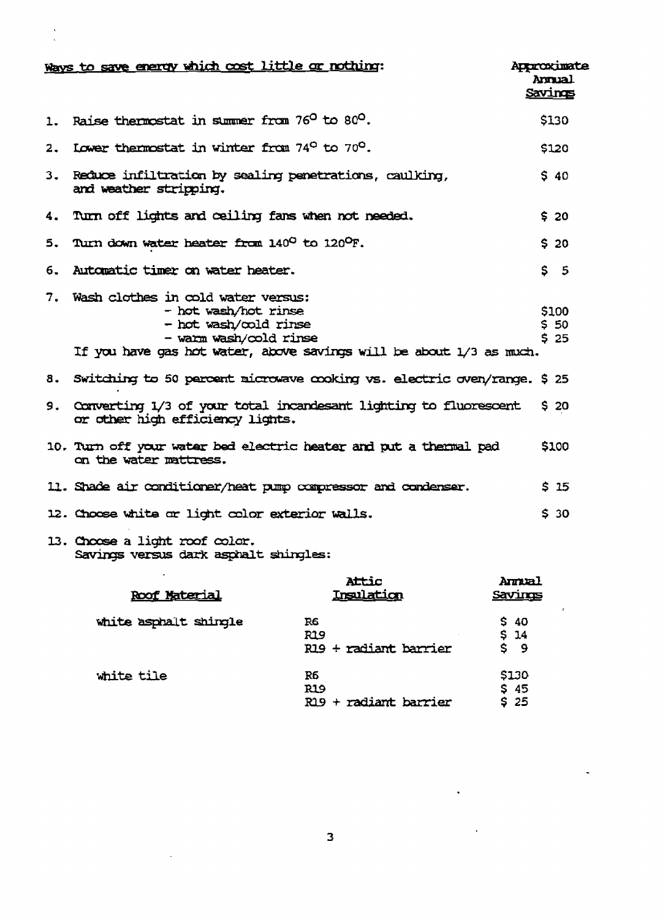| Ways to save energy which cost little or nothing: | Approximate Annual Savings |
|---|---|
| 1. Raise thermostat in summer from 76° to 80°. | $130 |
| 2. Lower thermostat in winter from 74° to 70°. | $120 |
| 3. Reduce infiltration by sealing penetrations, caulking, and weather stripping. | $ 40 |
| 4. Turn off lights and ceiling fans when not needed. | $ 20 |
| 5. Turn down water heater from 140° to 120°F. | $ 20 |
| 6. Automatic timer on water heater. | $ 5 |
| 7. Wash clothes in cold water versus: | |
| - hot wash/hot rinse | $100 |
| - hot wash/cold rinse | $ 50 |
| - warm wash/cold rinse | $ 25 |
| If you have gas hot water, above savings will be about 1/3 as much. | |
| 8. Switching to 50 percent microwave cooking vs. electric oven/range. | $ 25 |
| 9. Converting 1/3 of your total incandesant lighting to fluorescent or other high efficiency lights. | $ 20 |
| 10. Turn off your water bed electric heater and put a thermal pad on the water mattress. | $100 |
| 11. Shade air conditioner/heat pump compressor and condenser. | $ 15 |
| 12. Choose white or light color exterior walls. | $ 30 |

13. Choose a light roof color.
Savings versus dark asphalt shingles:

| Roof Material | Attic Insulation | Annual Savings |
|---|---|---|
| white asphalt shingle | R6 | $ 40 |
| | R19 | $ 14 |
| | R19 + radiant barrier | $ 9 |
| white tile | R6 | $130 |
| | R19 | $ 45 |
| | R19 + radiant barrier | $ 25 |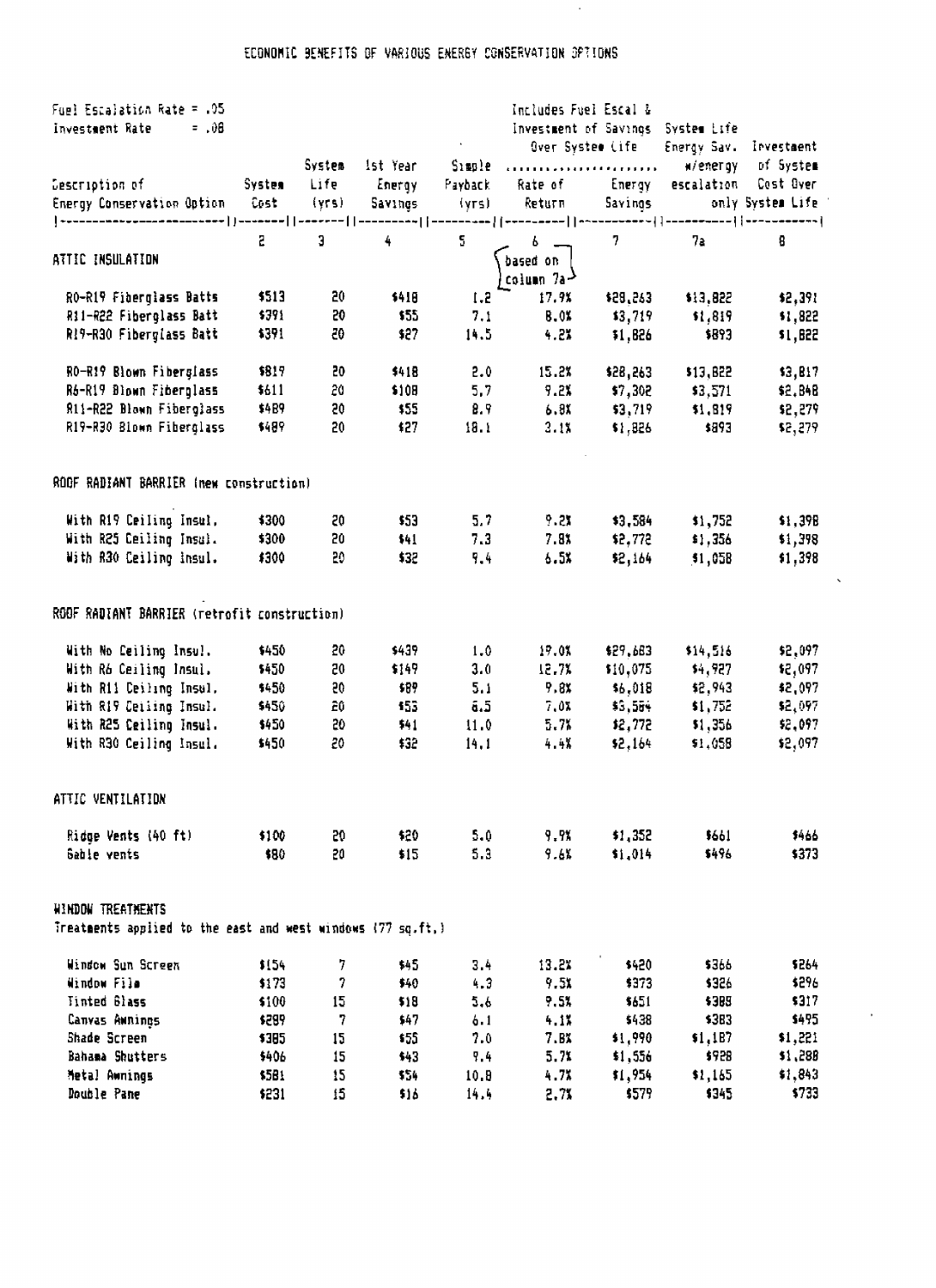# ECONOMIC BENEFITS OF VARIOUS ENERGY CONSERVATION OPTIONS

Fuel Escalation Rate = .05
Investment Rate = .08

| Description of Energy Conservation Option | System Cost | System Life (yrs) | 1st Year Energy Savings | Simple Payback (yrs) | Includes Fuel Escal & Investment of Savings Over System Life: Rate of Return | Includes Fuel Escal & Investment of Savings Over System Life: Energy Savings | System Life Energy Sav. w/energy escalation only | Investment of System Cost Over System Life |
|---|---|---|---|---|---|---|---|---|
| | 2 | 3 | 4 | 5 | 6 (based on column 7a) | 7 | 7a | 8 |
| **ATTIC INSULATION** | | | | | | | | |
| R0-R19 Fiberglass Batts | $513 | 20 | $418 | 1.2 | 17.9% | $28,263 | $13,822 | $2,391 |
| R11-R22 Fiberglass Batt | $391 | 20 | $55 | 7.1 | 8.0% | $3,719 | $1,819 | $1,822 |
| R19-R30 Fiberglass Batt | $391 | 20 | $27 | 14.5 | 4.2% | $1,826 | $893 | $1,822 |
| R0-R19 Blown Fiberglass | $819 | 20 | $418 | 2.0 | 15.2% | $28,263 | $13,822 | $3,817 |
| R6-R19 Blown Fiberglass | $611 | 20 | $108 | 5.7 | 9.2% | $7,302 | $3,571 | $2,848 |
| R11-R22 Blown Fiberglass | $489 | 20 | $55 | 8.9 | 6.8% | $3,719 | $1,819 | $2,279 |
| R19-R30 Blown Fiberglass | $489 | 20 | $27 | 18.1 | 3.1% | $1,826 | $893 | $2,279 |
| **ROOF RADIANT BARRIER (new construction)** | | | | | | | | |
| With R19 Ceiling Insul. | $300 | 20 | $53 | 5.7 | 9.2% | $3,584 | $1,752 | $1,398 |
| With R25 Ceiling Insul. | $300 | 20 | $41 | 7.3 | 7.8% | $2,772 | $1,356 | $1,398 |
| With R30 Ceiling Insul. | $300 | 20 | $32 | 9.4 | 6.5% | $2,164 | $1,058 | $1,398 |
| **ROOF RADIANT BARRIER (retrofit construction)** | | | | | | | | |
| With No Ceiling Insul. | $450 | 20 | $439 | 1.0 | 19.0% | $29,683 | $14,516 | $2,097 |
| With R6 Ceiling Insul. | $450 | 20 | $149 | 3.0 | 12.7% | $10,075 | $4,927 | $2,097 |
| With R11 Ceiling Insul. | $450 | 20 | $89 | 5.1 | 9.8% | $6,018 | $2,943 | $2,097 |
| With R19 Ceiling Insul. | $450 | 20 | $53 | 8.5 | 7.0% | $3,584 | $1,752 | $2,097 |
| With R25 Ceiling Insul. | $450 | 20 | $41 | 11.0 | 5.7% | $2,772 | $1,356 | $2,097 |
| With R30 Ceiling Insul. | $450 | 20 | $32 | 14.1 | 4.4% | $2,164 | $1,058 | $2,097 |
| **ATTIC VENTILATION** | | | | | | | | |
| Ridge Vents (40 ft) | $100 | 20 | $20 | 5.0 | 9.9% | $1,352 | $661 | $466 |
| Gable vents | $80 | 20 | $15 | 5.3 | 9.6% | $1,014 | $496 | $373 |
| **WINDOW TREATMENTS** (Treatments applied to the east and west windows (77 sq.ft.)) | | | | | | | | |
| Window Sun Screen | $154 | 7 | $45 | 3.4 | 13.2% | $420 | $366 | $264 |
| Window Film | $173 | 7 | $40 | 4.3 | 9.5% | $373 | $326 | $296 |
| Tinted Glass | $100 | 15 | $18 | 5.6 | 9.5% | $651 | $388 | $317 |
| Canvas Awnings | $289 | 7 | $47 | 6.1 | 4.1% | $438 | $383 | $495 |
| Shade Screen | $385 | 15 | $55 | 7.0 | 7.8% | $1,990 | $1,187 | $1,221 |
| Bahama Shutters | $406 | 15 | $43 | 9.4 | 5.7% | $1,556 | $928 | $1,288 |
| Metal Awnings | $581 | 15 | $54 | 10.8 | 4.7% | $1,954 | $1,165 | $1,843 |
| Double Pane | $231 | 15 | $16 | 14.4 | 2.7% | $579 | $345 | $733 |